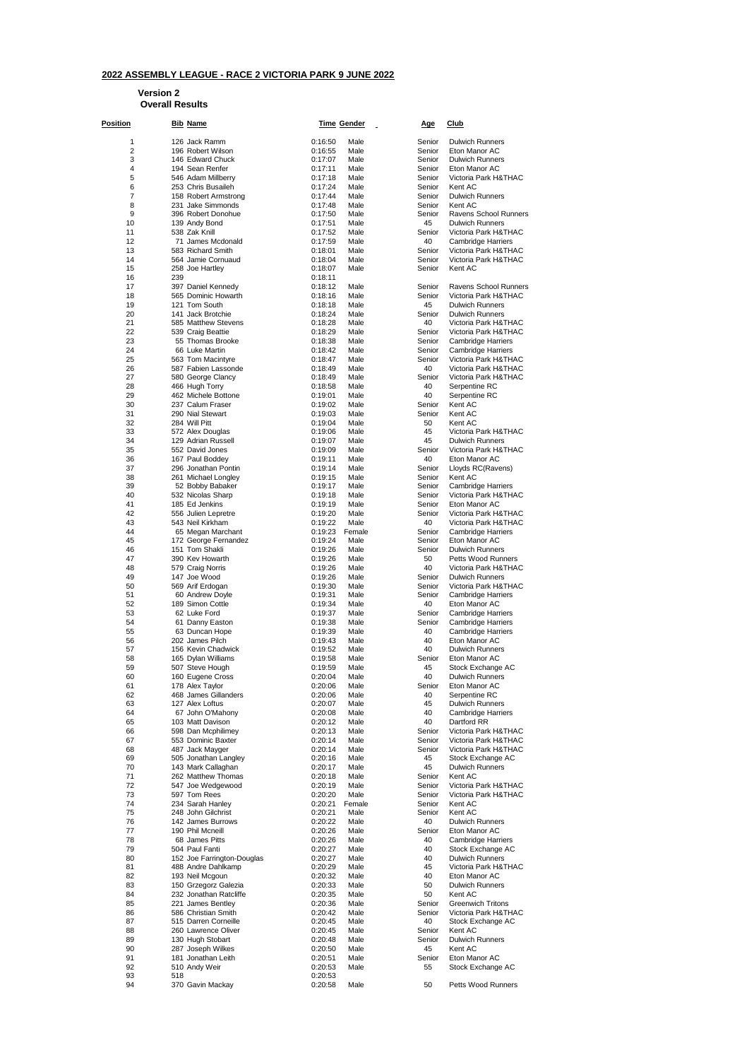## 2022 ASSEMBLY LEAGUE - RACE 2 VICTORIA PARK 9 JUNE 2022

**Version 2**

**Overall Results**

| Position | Bib | Name | Time | Gender | Age | Club |
|---|---|---|---|---|---|---|
| 1 | 126 | Jack Ramm | 0:16:50 | Male | Senior | Dulwich Runners |
| 2 | 196 | Robert Wilson | 0:16:55 | Male | Senior | Eton Manor AC |
| 3 | 146 | Edward Chuck | 0:17:07 | Male | Senior | Dulwich Runners |
| 4 | 194 | Sean Renfer | 0:17:11 | Male | Senior | Eton Manor AC |
| 5 | 546 | Adam Millberry | 0:17:18 | Male | Senior | Victoria Park H&THAC |
| 6 | 253 | Chris Busaileh | 0:17:24 | Male | Senior | Kent AC |
| 7 | 158 | Robert Armstrong | 0:17:44 | Male | Senior | Dulwich Runners |
| 8 | 231 | Jake Simmonds | 0:17:48 | Male | Senior | Kent AC |
| 9 | 396 | Robert Donohue | 0:17:50 | Male | Senior | Ravens School Runners |
| 10 | 139 | Andy Bond | 0:17:51 | Male | 45 | Dulwich Runners |
| 11 | 538 | Zak Knill | 0:17:52 | Male | Senior | Victoria Park H&THAC |
| 12 | 71 | James Mcdonald | 0:17:59 | Male | 40 | Cambridge Harriers |
| 13 | 583 | Richard Smith | 0:18:01 | Male | Senior | Victoria Park H&THAC |
| 14 | 564 | Jamie Cornuaud | 0:18:04 | Male | Senior | Victoria Park H&THAC |
| 15 | 258 | Joe Hartley | 0:18:07 | Male | Senior | Kent AC |
| 16 | 239 | | 0:18:11 | | | |
| 17 | 397 | Daniel Kennedy | 0:18:12 | Male | Senior | Ravens School Runners |
| 18 | 565 | Dominic Howarth | 0:18:16 | Male | Senior | Victoria Park H&THAC |
| 19 | 121 | Tom South | 0:18:18 | Male | 45 | Dulwich Runners |
| 20 | 141 | Jack Brotchie | 0:18:24 | Male | Senior | Dulwich Runners |
| 21 | 585 | Matthew Stevens | 0:18:28 | Male | 40 | Victoria Park H&THAC |
| 22 | 539 | Craig Beattie | 0:18:29 | Male | Senior | Victoria Park H&THAC |
| 23 | 55 | Thomas Brooke | 0:18:38 | Male | Senior | Cambridge Harriers |
| 24 | 66 | Luke Martin | 0:18:42 | Male | Senior | Cambridge Harriers |
| 25 | 563 | Tom Macintyre | 0:18:47 | Male | Senior | Victoria Park H&THAC |
| 26 | 587 | Fabien Lassonde | 0:18:49 | Male | 40 | Victoria Park H&THAC |
| 27 | 580 | George Clancy | 0:18:49 | Male | Senior | Victoria Park H&THAC |
| 28 | 466 | Hugh Torry | 0:18:58 | Male | 40 | Serpentine RC |
| 29 | 462 | Michele Bottone | 0:19:01 | Male | 40 | Serpentine RC |
| 30 | 237 | Calum Fraser | 0:19:02 | Male | Senior | Kent AC |
| 31 | 290 | Nial Stewart | 0:19:03 | Male | Senior | Kent AC |
| 32 | 284 | Will Pitt | 0:19:04 | Male | 50 | Kent AC |
| 33 | 572 | Alex Douglas | 0:19:06 | Male | 45 | Victoria Park H&THAC |
| 34 | 129 | Adrian Russell | 0:19:07 | Male | 45 | Dulwich Runners |
| 35 | 552 | David Jones | 0:19:09 | Male | Senior | Victoria Park H&THAC |
| 36 | 167 | Paul Boddey | 0:19:11 | Male | 40 | Eton Manor AC |
| 37 | 296 | Jonathan Pontin | 0:19:14 | Male | Senior | Lloyds RC(Ravens) |
| 38 | 261 | Michael Longley | 0:19:15 | Male | Senior | Kent AC |
| 39 | 52 | Bobby Babaker | 0:19:17 | Male | Senior | Cambridge Harriers |
| 40 | 532 | Nicolas Sharp | 0:19:18 | Male | Senior | Victoria Park H&THAC |
| 41 | 185 | Ed Jenkins | 0:19:19 | Male | Senior | Eton Manor AC |
| 42 | 556 | Julien Lepretre | 0:19:20 | Male | Senior | Victoria Park H&THAC |
| 43 | 543 | Neil Kirkham | 0:19:22 | Male | 40 | Victoria Park H&THAC |
| 44 | 65 | Megan Marchant | 0:19:23 | Female | Senior | Cambridge Harriers |
| 45 | 172 | George Fernandez | 0:19:24 | Male | Senior | Eton Manor AC |
| 46 | 151 | Tom Shakli | 0:19:26 | Male | Senior | Dulwich Runners |
| 47 | 390 | Kev Howarth | 0:19:26 | Male | 50 | Petts Wood Runners |
| 48 | 579 | Craig Norris | 0:19:26 | Male | 40 | Victoria Park H&THAC |
| 49 | 147 | Joe Wood | 0:19:26 | Male | Senior | Dulwich Runners |
| 50 | 569 | Arif Erdogan | 0:19:30 | Male | Senior | Victoria Park H&THAC |
| 51 | 60 | Andrew Doyle | 0:19:31 | Male | Senior | Cambridge Harriers |
| 52 | 189 | Simon Cottle | 0:19:34 | Male | 40 | Eton Manor AC |
| 53 | 62 | Luke Ford | 0:19:37 | Male | Senior | Cambridge Harriers |
| 54 | 61 | Danny Easton | 0:19:38 | Male | Senior | Cambridge Harriers |
| 55 | 63 | Duncan Hope | 0:19:39 | Male | 40 | Cambridge Harriers |
| 56 | 202 | James Pilch | 0:19:43 | Male | 40 | Eton Manor AC |
| 57 | 156 | Kevin Chadwick | 0:19:52 | Male | 40 | Dulwich Runners |
| 58 | 165 | Dylan Williams | 0:19:58 | Male | Senior | Eton Manor AC |
| 59 | 507 | Steve Hough | 0:19:59 | Male | 45 | Stock Exchange AC |
| 60 | 160 | Eugene Cross | 0:20:04 | Male | 40 | Dulwich Runners |
| 61 | 178 | Alex Taylor | 0:20:06 | Male | Senior | Eton Manor AC |
| 62 | 468 | James Gillanders | 0:20:06 | Male | 40 | Serpentine RC |
| 63 | 127 | Alex Loftus | 0:20:07 | Male | 45 | Dulwich Runners |
| 64 | 67 | John O'Mahony | 0:20:08 | Male | 40 | Cambridge Harriers |
| 65 | 103 | Matt Davison | 0:20:12 | Male | 40 | Dartford RR |
| 66 | 598 | Dan Mcphilimey | 0:20:13 | Male | Senior | Victoria Park H&THAC |
| 67 | 553 | Dominic Baxter | 0:20:14 | Male | Senior | Victoria Park H&THAC |
| 68 | 487 | Jack Mayger | 0:20:14 | Male | Senior | Victoria Park H&THAC |
| 69 | 505 | Jonathan Langley | 0:20:16 | Male | 45 | Stock Exchange AC |
| 70 | 143 | Mark Callaghan | 0:20:17 | Male | 45 | Dulwich Runners |
| 71 | 262 | Matthew Thomas | 0:20:18 | Male | Senior | Kent AC |
| 72 | 547 | Joe Wedgewood | 0:20:19 | Male | Senior | Victoria Park H&THAC |
| 73 | 597 | Tom Rees | 0:20:20 | Male | Senior | Victoria Park H&THAC |
| 74 | 234 | Sarah Hanley | 0:20:21 | Female | Senior | Kent AC |
| 75 | 248 | John Gilchrist | 0:20:21 | Male | Senior | Kent AC |
| 76 | 142 | James Burrows | 0:20:22 | Male | 40 | Dulwich Runners |
| 77 | 190 | Phil Mcneill | 0:20:26 | Male | Senior | Eton Manor AC |
| 78 | 68 | James Pitts | 0:20:26 | Male | 40 | Cambridge Harriers |
| 79 | 504 | Paul Fanti | 0:20:27 | Male | 40 | Stock Exchange AC |
| 80 | 152 | Joe Farrington-Douglas | 0:20:27 | Male | 40 | Dulwich Runners |
| 81 | 488 | Andre Dahlkamp | 0:20:29 | Male | 45 | Victoria Park H&THAC |
| 82 | 193 | Neil Mcgoun | 0:20:32 | Male | 40 | Eton Manor AC |
| 83 | 150 | Grzegorz Galezia | 0:20:33 | Male | 50 | Dulwich Runners |
| 84 | 232 | Jonathan Ratcliffe | 0:20:35 | Male | 50 | Kent AC |
| 85 | 221 | James Bentley | 0:20:36 | Male | Senior | Greenwich Tritons |
| 86 | 586 | Christian Smith | 0:20:42 | Male | Senior | Victoria Park H&THAC |
| 87 | 515 | Darren Corneille | 0:20:45 | Male | 40 | Stock Exchange AC |
| 88 | 260 | Lawrence Oliver | 0:20:45 | Male | Senior | Kent AC |
| 89 | 130 | Hugh Stobart | 0:20:48 | Male | Senior | Dulwich Runners |
| 90 | 287 | Joseph Wilkes | 0:20:50 | Male | 45 | Kent AC |
| 91 | 181 | Jonathan Leith | 0:20:51 | Male | Senior | Eton Manor AC |
| 92 | 510 | Andy Weir | 0:20:53 | Male | 55 | Stock Exchange AC |
| 93 | 518 | | 0:20:53 | | | |
| 94 | 370 | Gavin Mackay | 0:20:58 | Male | 50 | Petts Wood Runners |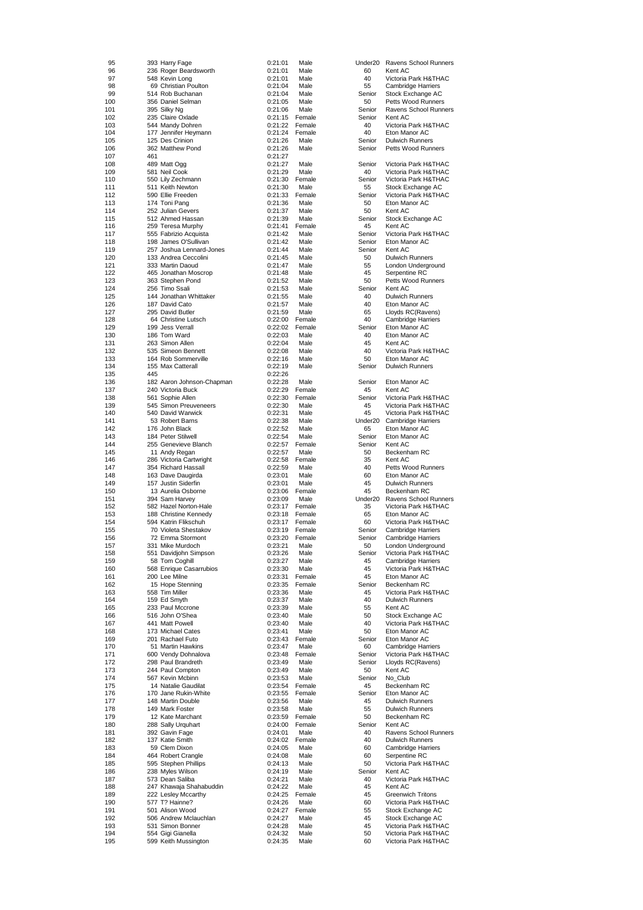| | | | | | | |
|---|---|---|---|---|---|---|
| 95 | 393 | Harry Fage | 0:21:01 | Male | Under20 | Ravens School Runners |
| 96 | 236 | Roger Beardsworth | 0:21:01 | Male | 60 | Kent AC |
| 97 | 548 | Kevin Long | 0:21:01 | Male | 40 | Victoria Park H&THAC |
| 98 | 69 | Christian Poulton | 0:21:04 | Male | 55 | Cambridge Harriers |
| 99 | 514 | Rob Buchanan | 0:21:04 | Male | Senior | Stock Exchange AC |
| 100 | 356 | Daniel Selman | 0:21:05 | Male | 50 | Petts Wood Runners |
| 101 | 395 | Silky Ng | 0:21:06 | Male | Senior | Ravens School Runners |
| 102 | 235 | Claire Oxlade | 0:21:15 | Female | Senior | Kent AC |
| 103 | 544 | Mandy Dohren | 0:21:22 | Female | 40 | Victoria Park H&THAC |
| 104 | 177 | Jennifer Heymann | 0:21:24 | Female | 40 | Eton Manor AC |
| 105 | 125 | Des Crinion | 0:21:26 | Male | Senior | Dulwich Runners |
| 106 | 362 | Matthew Pond | 0:21:26 | Male | Senior | Petts Wood Runners |
| 107 | 461 | | 0:21:27 | | | |
| 108 | 489 | Matt Ogg | 0:21:27 | Male | Senior | Victoria Park H&THAC |
| 109 | 581 | Neil Cook | 0:21:29 | Male | 40 | Victoria Park H&THAC |
| 110 | 550 | Lily Zechmann | 0:21:30 | Female | Senior | Victoria Park H&THAC |
| 111 | 511 | Keith Newton | 0:21:30 | Male | 55 | Stock Exchange AC |
| 112 | 590 | Ellie Freeden | 0:21:33 | Female | Senior | Victoria Park H&THAC |
| 113 | 174 | Toni Pang | 0:21:36 | Male | 50 | Eton Manor AC |
| 114 | 252 | Julian Gevers | 0:21:37 | Male | 50 | Kent AC |
| 115 | 512 | Ahmed Hassan | 0:21:39 | Male | Senior | Stock Exchange AC |
| 116 | 259 | Teresa Murphy | 0:21:41 | Female | 45 | Kent AC |
| 117 | 555 | Fabrizio Acquista | 0:21:42 | Male | Senior | Victoria Park H&THAC |
| 118 | 198 | James O'Sullivan | 0:21:42 | Male | Senior | Eton Manor AC |
| 119 | 257 | Joshua Lennard-Jones | 0:21:44 | Male | Senior | Kent AC |
| 120 | 133 | Andrea Ceccolini | 0:21:45 | Male | 50 | Dulwich Runners |
| 121 | 333 | Martin Daoud | 0:21:47 | Male | 55 | London Underground |
| 122 | 465 | Jonathan Moscrop | 0:21:48 | Male | 45 | Serpentine RC |
| 123 | 363 | Stephen Pond | 0:21:52 | Male | 50 | Petts Wood Runners |
| 124 | 256 | Timo Ssali | 0:21:53 | Male | Senior | Kent AC |
| 125 | 144 | Jonathan Whittaker | 0:21:55 | Male | 40 | Dulwich Runners |
| 126 | 187 | David Cato | 0:21:57 | Male | 40 | Eton Manor AC |
| 127 | 295 | David Butler | 0:21:59 | Male | 65 | Lloyds RC(Ravens) |
| 128 | 64 | Christine Lutsch | 0:22:00 | Female | 40 | Cambridge Harriers |
| 129 | 199 | Jess Verrall | 0:22:02 | Female | Senior | Eton Manor AC |
| 130 | 186 | Tom Ward | 0:22:03 | Male | 40 | Eton Manor AC |
| 131 | 263 | Simon Allen | 0:22:04 | Male | 45 | Kent AC |
| 132 | 535 | Simeon Bennett | 0:22:08 | Male | 40 | Victoria Park H&THAC |
| 133 | 164 | Rob Sommerville | 0:22:16 | Male | 50 | Eton Manor AC |
| 134 | 155 | Max Catterall | 0:22:19 | Male | Senior | Dulwich Runners |
| 135 | 445 | | 0:22:26 | | | |
| 136 | 182 | Aaron Johnson-Chapman | 0:22:28 | Male | Senior | Eton Manor AC |
| 137 | 240 | Victoria Buck | 0:22:29 | Female | 45 | Kent AC |
| 138 | 561 | Sophie Allen | 0:22:30 | Female | Senior | Victoria Park H&THAC |
| 139 | 545 | Simon Preuveneers | 0:22:30 | Male | 45 | Victoria Park H&THAC |
| 140 | 540 | David Warwick | 0:22:31 | Male | 45 | Victoria Park H&THAC |
| 141 | 53 | Robert Barns | 0:22:38 | Male | Under20 | Cambridge Harriers |
| 142 | 176 | John Black | 0:22:52 | Male | 65 | Eton Manor AC |
| 143 | 184 | Peter Stilwell | 0:22:54 | Male | Senior | Eton Manor AC |
| 144 | 255 | Genevieve Blanch | 0:22:57 | Female | Senior | Kent AC |
| 145 | 11 | Andy Regan | 0:22:57 | Male | 50 | Beckenham RC |
| 146 | 286 | Victoria Cartwright | 0:22:58 | Female | 35 | Kent AC |
| 147 | 354 | Richard Hassall | 0:22:59 | Male | 40 | Petts Wood Runners |
| 148 | 163 | Dave Daugirda | 0:23:01 | Male | 60 | Eton Manor AC |
| 149 | 157 | Justin Siderfin | 0:23:01 | Male | 45 | Dulwich Runners |
| 150 | 13 | Aurelia Osborne | 0:23:06 | Female | 45 | Beckenham RC |
| 151 | 394 | Sam Harvey | 0:23:09 | Male | Under20 | Ravens School Runners |
| 152 | 582 | Hazel Norton-Hale | 0:23:17 | Female | 35 | Victoria Park H&THAC |
| 153 | 188 | Christine Kennedy | 0:23:18 | Female | 65 | Eton Manor AC |
| 154 | 594 | Katrin Flikschuh | 0:23:17 | Female | 60 | Victoria Park H&THAC |
| 155 | 70 | Violeta Shestakov | 0:23:19 | Female | Senior | Cambridge Harriers |
| 156 | 72 | Emma Stormont | 0:23:20 | Female | Senior | Cambridge Harriers |
| 157 | 331 | Mike Murdoch | 0:23:21 | Male | 50 | London Underground |
| 158 | 551 | Davidjohn Simpson | 0:23:26 | Male | Senior | Victoria Park H&THAC |
| 159 | 58 | Tom Coghill | 0:23:27 | Male | 45 | Cambridge Harriers |
| 160 | 568 | Enrique Casarrubios | 0:23:30 | Male | 45 | Victoria Park H&THAC |
| 161 | 200 | Lee Milne | 0:23:31 | Female | 45 | Eton Manor AC |
| 162 | 15 | Hope Stenning | 0:23:35 | Female | Senior | Beckenham RC |
| 163 | 558 | Tim Miller | 0:23:36 | Male | 45 | Victoria Park H&THAC |
| 164 | 159 | Ed Smyth | 0:23:37 | Male | 40 | Dulwich Runners |
| 165 | 233 | Paul Mccrone | 0:23:39 | Male | 55 | Kent AC |
| 166 | 516 | John O'Shea | 0:23:40 | Male | 50 | Stock Exchange AC |
| 167 | 441 | Matt Powell | 0:23:40 | Male | 40 | Victoria Park H&THAC |
| 168 | 173 | Michael Cates | 0:23:41 | Male | 50 | Eton Manor AC |
| 169 | 201 | Rachael Futo | 0:23:43 | Female | Senior | Eton Manor AC |
| 170 | 51 | Martin Hawkins | 0:23:47 | Male | 60 | Cambridge Harriers |
| 171 | 600 | Vendy Dohnalova | 0:23:48 | Female | Senior | Victoria Park H&THAC |
| 172 | 298 | Paul Brandreth | 0:23:49 | Male | Senior | Lloyds RC(Ravens) |
| 173 | 244 | Paul Compton | 0:23:49 | Male | 50 | Kent AC |
| 174 | 567 | Kevin Mcbinn | 0:23:53 | Male | Senior | No_Club |
| 175 | 14 | Natalie Gaudilat | 0:23:54 | Female | 45 | Beckenham RC |
| 176 | 170 | Jane Rukin-White | 0:23:55 | Female | Senior | Eton Manor AC |
| 177 | 148 | Martin Double | 0:23:56 | Male | 45 | Dulwich Runners |
| 178 | 149 | Mark Foster | 0:23:58 | Male | 55 | Dulwich Runners |
| 179 | 12 | Kate Marchant | 0:23:59 | Female | 50 | Beckenham RC |
| 180 | 288 | Sally Urquhart | 0:24:00 | Female | Senior | Kent AC |
| 181 | 392 | Gavin Fage | 0:24:01 | Male | 40 | Ravens School Runners |
| 182 | 137 | Katie Smith | 0:24:02 | Female | 40 | Dulwich Runners |
| 183 | 59 | Clem Dixon | 0:24:05 | Male | 60 | Cambridge Harriers |
| 184 | 464 | Robert Crangle | 0:24:08 | Male | 60 | Serpentine RC |
| 185 | 595 | Stephen Phillips | 0:24:13 | Male | 50 | Victoria Park H&THAC |
| 186 | 238 | Myles Wilson | 0:24:19 | Male | Senior | Kent AC |
| 187 | 573 | Dean Saliba | 0:24:21 | Male | 40 | Victoria Park H&THAC |
| 188 | 247 | Khawaja Shahabuddin | 0:24:22 | Male | 45 | Kent AC |
| 189 | 222 | Lesley Mccarthy | 0:24:25 | Female | 45 | Greenwich Tritons |
| 190 | 577 | T? Hainne? | 0:24:26 | Male | 60 | Victoria Park H&THAC |
| 191 | 501 | Alison Wood | 0:24:27 | Female | 55 | Stock Exchange AC |
| 192 | 506 | Andrew Mclauchlan | 0:24:27 | Male | 45 | Stock Exchange AC |
| 193 | 531 | Simon Bonner | 0:24:28 | Male | 45 | Victoria Park H&THAC |
| 194 | 554 | Gigi Gianella | 0:24:32 | Male | 50 | Victoria Park H&THAC |
| 195 | 599 | Keith Mussington | 0:24:35 | Male | 60 | Victoria Park H&THAC |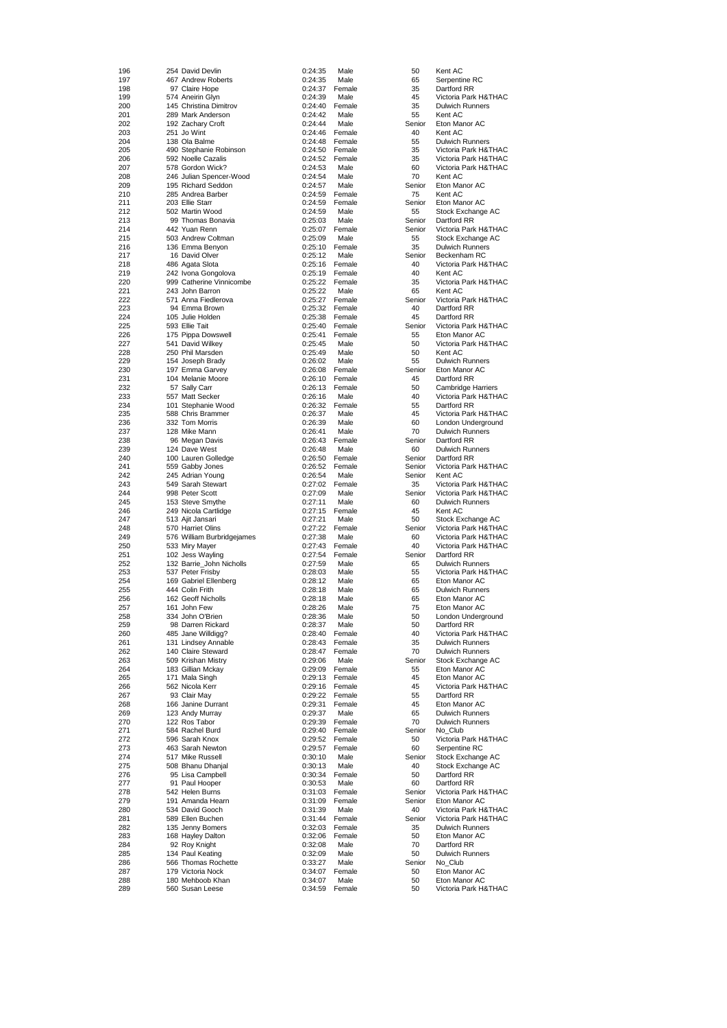| | | | | | | |
|---|---|---|---|---|---|---|
| 196 | 254 | David Devlin | 0:24:35 | Male | 50 | Kent AC |
| 197 | 467 | Andrew Roberts | 0:24:35 | Male | 65 | Serpentine RC |
| 198 | 97 | Claire Hope | 0:24:37 | Female | 35 | Dartford RR |
| 199 | 574 | Aneirin Glyn | 0:24:39 | Male | 45 | Victoria Park H&THAC |
| 200 | 145 | Christina Dimitrov | 0:24:40 | Female | 35 | Dulwich Runners |
| 201 | 289 | Mark Anderson | 0:24:42 | Male | 55 | Kent AC |
| 202 | 192 | Zachary Croft | 0:24:44 | Male | Senior | Eton Manor AC |
| 203 | 251 | Jo Wint | 0:24:46 | Female | 40 | Kent AC |
| 204 | 138 | Ola Balme | 0:24:48 | Female | 55 | Dulwich Runners |
| 205 | 490 | Stephanie Robinson | 0:24:50 | Female | 35 | Victoria Park H&THAC |
| 206 | 592 | Noelle Cazalis | 0:24:52 | Female | 35 | Victoria Park H&THAC |
| 207 | 578 | Gordon Wick? | 0:24:53 | Male | 60 | Victoria Park H&THAC |
| 208 | 246 | Julian Spencer-Wood | 0:24:54 | Male | 70 | Kent AC |
| 209 | 195 | Richard Seddon | 0:24:57 | Male | Senior | Eton Manor AC |
| 210 | 285 | Andrea Barber | 0:24:59 | Female | 75 | Kent AC |
| 211 | 203 | Ellie Starr | 0:24:59 | Female | Senior | Eton Manor AC |
| 212 | 502 | Martin Wood | 0:24:59 | Male | 55 | Stock Exchange AC |
| 213 | 99 | Thomas Bonavia | 0:25:03 | Male | Senior | Dartford RR |
| 214 | 442 | Yuan Renn | 0:25:07 | Female | Senior | Victoria Park H&THAC |
| 215 | 503 | Andrew Coltman | 0:25:09 | Male | 55 | Stock Exchange AC |
| 216 | 136 | Emma Benyon | 0:25:10 | Female | 35 | Dulwich Runners |
| 217 | 16 | David Olver | 0:25:12 | Male | Senior | Beckenham RC |
| 218 | 486 | Agata Slota | 0:25:16 | Female | 40 | Victoria Park H&THAC |
| 219 | 242 | Ivona Gongolova | 0:25:19 | Female | 40 | Kent AC |
| 220 | 999 | Catherine Vinnicombe | 0:25:22 | Female | 35 | Victoria Park H&THAC |
| 221 | 243 | John Barron | 0:25:22 | Male | 65 | Kent AC |
| 222 | 571 | Anna Fiedlerova | 0:25:27 | Female | Senior | Victoria Park H&THAC |
| 223 | 94 | Emma Brown | 0:25:32 | Female | 40 | Dartford RR |
| 224 | 105 | Julie Holden | 0:25:38 | Female | 45 | Dartford RR |
| 225 | 593 | Ellie Tait | 0:25:40 | Female | Senior | Victoria Park H&THAC |
| 226 | 175 | Pippa Dowswell | 0:25:41 | Female | 55 | Eton Manor AC |
| 227 | 541 | David Wilkey | 0:25:45 | Male | 50 | Victoria Park H&THAC |
| 228 | 250 | Phil Marsden | 0:25:49 | Male | 50 | Kent AC |
| 229 | 154 | Joseph Brady | 0:26:02 | Male | 55 | Dulwich Runners |
| 230 | 197 | Emma Garvey | 0:26:08 | Female | Senior | Eton Manor AC |
| 231 | 104 | Melanie Moore | 0:26:10 | Female | 45 | Dartford RR |
| 232 | 57 | Sally Carr | 0:26:13 | Female | 50 | Cambridge Harriers |
| 233 | 557 | Matt Secker | 0:26:16 | Male | 40 | Victoria Park H&THAC |
| 234 | 101 | Stephanie Wood | 0:26:32 | Female | 55 | Dartford RR |
| 235 | 588 | Chris Brammer | 0:26:37 | Male | 45 | Victoria Park H&THAC |
| 236 | 332 | Tom Morris | 0:26:39 | Male | 60 | London Underground |
| 237 | 128 | Mike Mann | 0:26:41 | Male | 70 | Dulwich Runners |
| 238 | 96 | Megan Davis | 0:26:43 | Female | Senior | Dartford RR |
| 239 | 124 | Dave West | 0:26:48 | Male | 60 | Dulwich Runners |
| 240 | 100 | Lauren Golledge | 0:26:50 | Female | Senior | Dartford RR |
| 241 | 559 | Gabby Jones | 0:26:52 | Female | Senior | Victoria Park H&THAC |
| 242 | 245 | Adrian Young | 0:26:54 | Male | Senior | Kent AC |
| 243 | 549 | Sarah Stewart | 0:27:02 | Female | 35 | Victoria Park H&THAC |
| 244 | 998 | Peter Scott | 0:27:09 | Male | Senior | Victoria Park H&THAC |
| 245 | 153 | Steve Smythe | 0:27:11 | Male | 60 | Dulwich Runners |
| 246 | 249 | Nicola Cartlidge | 0:27:15 | Female | 45 | Kent AC |
| 247 | 513 | Ajit Jansari | 0:27:21 | Male | 50 | Stock Exchange AC |
| 248 | 570 | Harriet Olins | 0:27:22 | Female | Senior | Victoria Park H&THAC |
| 249 | 576 | William Burbridgejames | 0:27:38 | Male | 60 | Victoria Park H&THAC |
| 250 | 533 | Miry Mayer | 0:27:43 | Female | 40 | Victoria Park H&THAC |
| 251 | 102 | Jess Wayling | 0:27:54 | Female | Senior | Dartford RR |
| 252 | 132 | Barrie_John Nicholls | 0:27:59 | Male | 65 | Dulwich Runners |
| 253 | 537 | Peter Frisby | 0:28:03 | Male | 55 | Victoria Park H&THAC |
| 254 | 169 | Gabriel Ellenberg | 0:28:12 | Male | 65 | Eton Manor AC |
| 255 | 444 | Colin Frith | 0:28:18 | Male | 65 | Dulwich Runners |
| 256 | 162 | Geoff Nicholls | 0:28:18 | Male | 65 | Eton Manor AC |
| 257 | 161 | John Few | 0:28:26 | Male | 75 | Eton Manor AC |
| 258 | 334 | John O'Brien | 0:28:36 | Male | 50 | London Underground |
| 259 | 98 | Darren Rickard | 0:28:37 | Male | 50 | Dartford RR |
| 260 | 485 | Jane Willdigg? | 0:28:40 | Female | 40 | Victoria Park H&THAC |
| 261 | 131 | Lindsey Annable | 0:28:43 | Female | 35 | Dulwich Runners |
| 262 | 140 | Claire Steward | 0:28:47 | Female | 70 | Dulwich Runners |
| 263 | 509 | Krishan Mistry | 0:29:06 | Male | Senior | Stock Exchange AC |
| 264 | 183 | Gillian Mckay | 0:29:09 | Female | 55 | Eton Manor AC |
| 265 | 171 | Mala Singh | 0:29:13 | Female | 45 | Eton Manor AC |
| 266 | 562 | Nicola Kerr | 0:29:16 | Female | 45 | Victoria Park H&THAC |
| 267 | 93 | Clair May | 0:29:22 | Female | 55 | Dartford RR |
| 268 | 166 | Janine Durrant | 0:29:31 | Female | 45 | Eton Manor AC |
| 269 | 123 | Andy Murray | 0:29:37 | Male | 65 | Dulwich Runners |
| 270 | 122 | Ros Tabor | 0:29:39 | Female | 70 | Dulwich Runners |
| 271 | 584 | Rachel Burd | 0:29:40 | Female | Senior | No_Club |
| 272 | 596 | Sarah Knox | 0:29:52 | Female | 50 | Victoria Park H&THAC |
| 273 | 463 | Sarah Newton | 0:29:57 | Female | 60 | Serpentine RC |
| 274 | 517 | Mike Russell | 0:30:10 | Male | Senior | Stock Exchange AC |
| 275 | 508 | Bhanu Dhanjal | 0:30:13 | Male | 40 | Stock Exchange AC |
| 276 | 95 | Lisa Campbell | 0:30:34 | Female | 50 | Dartford RR |
| 277 | 91 | Paul Hooper | 0:30:53 | Male | 60 | Dartford RR |
| 278 | 542 | Helen Burns | 0:31:03 | Female | Senior | Victoria Park H&THAC |
| 279 | 191 | Amanda Hearn | 0:31:09 | Female | Senior | Eton Manor AC |
| 280 | 534 | David Gooch | 0:31:39 | Male | 40 | Victoria Park H&THAC |
| 281 | 589 | Ellen Buchen | 0:31:44 | Female | Senior | Victoria Park H&THAC |
| 282 | 135 | Jenny Bomers | 0:32:03 | Female | 35 | Dulwich Runners |
| 283 | 168 | Hayley Dalton | 0:32:06 | Female | 50 | Eton Manor AC |
| 284 | 92 | Roy Knight | 0:32:08 | Male | 70 | Dartford RR |
| 285 | 134 | Paul Keating | 0:32:09 | Male | 50 | Dulwich Runners |
| 286 | 566 | Thomas Rochette | 0:33:27 | Male | Senior | No_Club |
| 287 | 179 | Victoria Nock | 0:34:07 | Female | 50 | Eton Manor AC |
| 288 | 180 | Mehboob Khan | 0:34:07 | Male | 50 | Eton Manor AC |
| 289 | 560 | Susan Leese | 0:34:59 | Female | 50 | Victoria Park H&THAC |